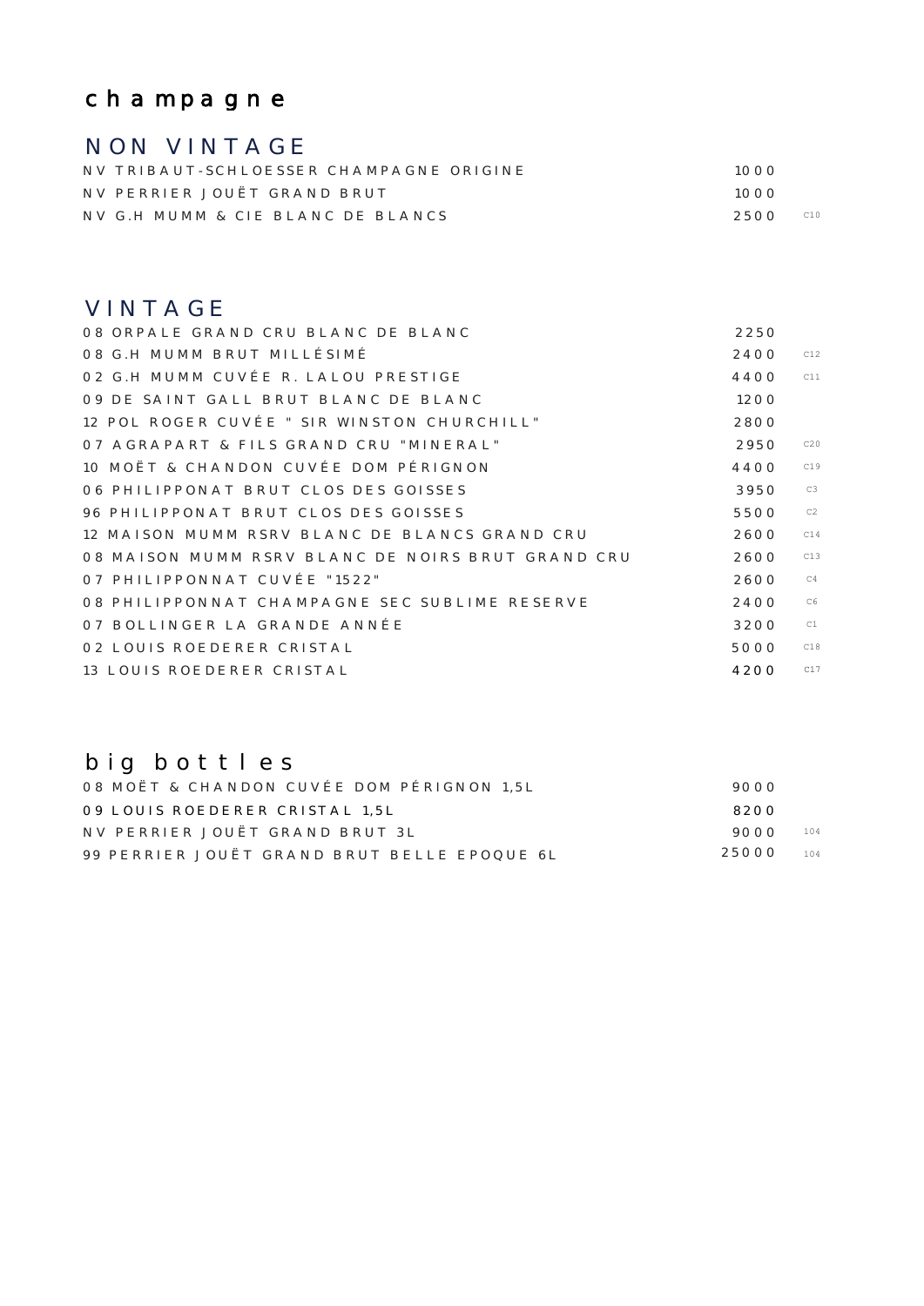# champagne

## NON VINTAGE

| | | |
|---|---|---|
| NV TRIBAUT-SCHLOESSER CHAMPAGNE ORIGINE | 1000 | |
| NV PERRIER JOUËT GRAND BRUT | 1000 | |
| NV G.H MUMM & CIE BLANC DE BLANCS | 2500 | C10 |

## VINTAGE

| | | |
|---|---|---|
| 08 ORPALE GRAND CRU BLANC DE BLANC | 2250 | |
| 08 G.H MUMM BRUT MILLÉSIMÉ | 2400 | C12 |
| 02 G.H MUMM CUVÉE R. LALOU PRESTIGE | 4400 | C11 |
| 09 DE SAINT GALL BRUT BLANC DE BLANC | 1200 | |
| 12 POL ROGER CUVÉE " SIR WINSTON CHURCHILL" | 2800 | |
| 07 AGRAPART & FILS GRAND CRU "MINERAL" | 2950 | C20 |
| 10 MOËT & CHANDON CUVÉE DOM PÉRIGNON | 4400 | C19 |
| 06 PHILIPPONAT BRUT CLOS DES GOISSES | 3950 | C3 |
| 96 PHILIPPONAT BRUT CLOS DES GOISSES | 5500 | C2 |
| 12 MAISON MUMM RSRV BLANC DE BLANCS GRAND CRU | 2600 | C14 |
| 08 MAISON MUMM RSRV BLANC DE NOIRS BRUT GRAND CRU | 2600 | C13 |
| 07 PHILIPPONNAT CUVÉE "1522" | 2600 | C4 |
| 08 PHILIPPONNAT CHAMPAGNE SEC SUBLIME RESERVE | 2400 | C6 |
| 07 BOLLINGER LA GRANDE ANNÉE | 3200 | C1 |
| 02 LOUIS ROEDERER CRISTAL | 5000 | C18 |
| 13 LOUIS ROEDERER CRISTAL | 4200 | C17 |

## big bottles

| | | |
|---|---|---|
| 08 MOËT & CHANDON CUVÉE DOM PÉRIGNON 1,5L | 9000 | |
| 09 LOUIS ROEDERER CRISTAL 1,5L | 8200 | |
| NV PERRIER JOUËT GRAND BRUT 3L | 9000 | 104 |
| 99 PERRIER JOUËT GRAND BRUT BELLE EPOQUE 6L | 25000 | 104 |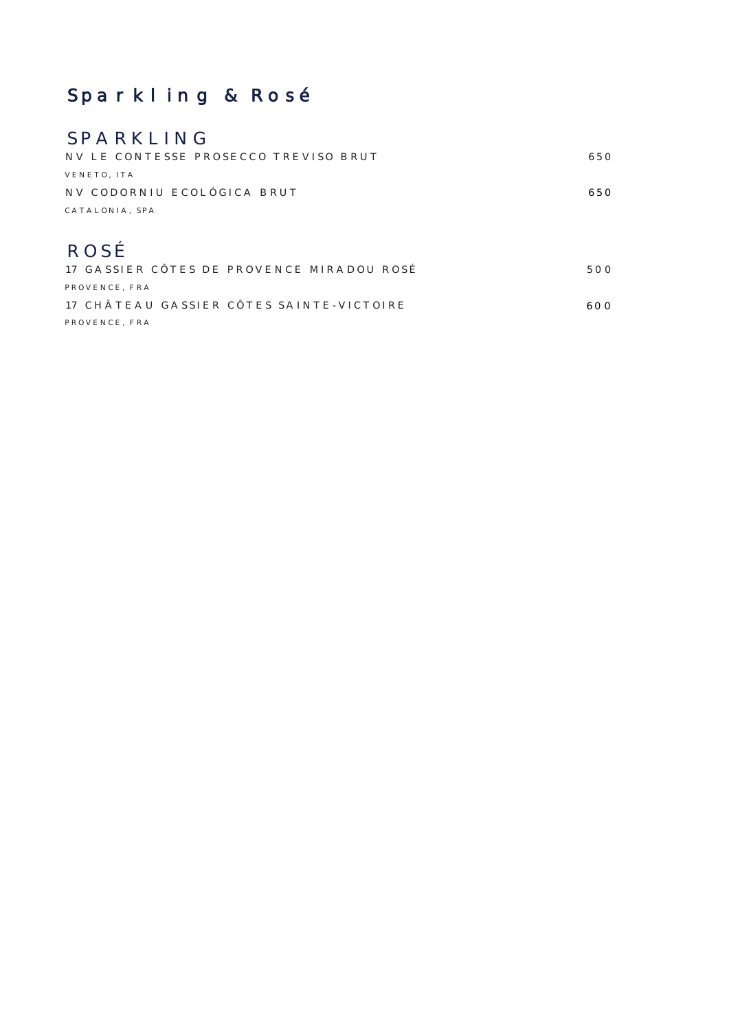# Sparkling & Rosé

## SPARKLING

NV LE CONTESSE PROSECCO TREVISO BRUT — 650
VENETO, ITA

NV CODORNIU ECOLÓGICA BRUT — 650
CATALONIA, SPA

## ROSÉ

17 GASSIER CÔTES DE PROVENCE MIRADOU ROSÉ — 500
PROVENCE, FRA

17 CHÂTEAU GASSIER CÔTES SAINTE-VICTOIRE — 600
PROVENCE, FRA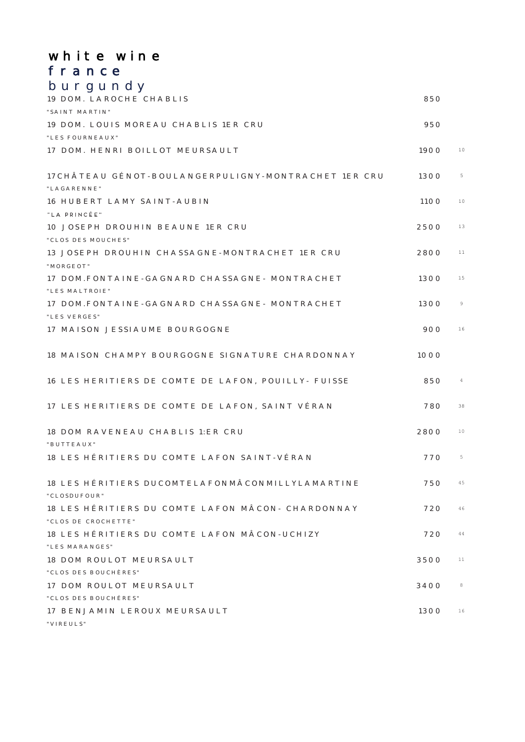# white wine
## france
### burgundy

| | | |
|---|---|---|
| 19 DOM. LAROCHE CHABLIS<br>"SAINT MARTIN" | 850 | |
| 19 DOM. LOUIS MOREAU CHABLIS 1ER CRU<br>"LES FOURNEAUX" | 950 | |
| 17 DOM. HENRI BOILLOT MEURSAULT | 1900 | 10 |
| 17 CHÂTEAU GÉNOT-BOULANGER PULIGNY-MONTRACHET 1ER CRU<br>"LA GARENNE" | 1300 | 5 |
| 16 HUBERT LAMY SAINT-AUBIN<br>"LA PRINCÉE" | 1100 | 10 |
| 10 JOSEPH DROUHIN BEAUNE 1ER CRU<br>"CLOS DES MOUCHES" | 2500 | 13 |
| 13 JOSEPH DROUHIN CHASSAGNE-MONTRACHET 1ER CRU<br>"MORGEOT" | 2800 | 11 |
| 17 DOM.FONTAINE-GAGNARD CHASSAGNE- MONTRACHET<br>"LES MALTROIE" | 1300 | 15 |
| 17 DOM.FONTAINE-GAGNARD CHASSAGNE- MONTRACHET<br>"LES VERGES" | 1300 | 9 |
| 17 MAISON JESSIAUME BOURGOGNE | 900 | 16 |
| 18 MAISON CHAMPY BOURGOGNE SIGNATURE CHARDONNAY | 1000 | |
| 16 LES HERITIERS DE COMTE DE LAFON, POUILLY- FUISSE | 850 | 4 |
| 17 LES HERITIERS DE COMTE DE LAFON, SAINT VÉRAN | 780 | 38 |
| 18 DOM RAVENEAU CHABLIS 1:ER CRU<br>"BUTTEAUX" | 2800 | 10 |
| 18 LES HÉRITIERS DU COMTE LAFON SAINT-VÉRAN | 770 | 5 |
| 18 LES HÉRITIERS DU COMTE LAFON MÂCON MILLY LAMARTINE<br>"CLOS DU FOUR" | 750 | 45 |
| 18 LES HÉRITIERS DU COMTE LAFON MÂCON- CHARDONNAY<br>"CLOS DE CROCHETTE" | 720 | 46 |
| 18 LES HÉRITIERS DU COMTE LAFON MÂCON-UCHIZY<br>"LES MARANGES" | 720 | 44 |
| 18 DOM ROULOT MEURSAULT<br>"CLOS DES BOUCHÈRES" | 3500 | 11 |
| 17 DOM ROULOT MEURSAULT<br>"CLOS DES BOUCHÈRES" | 3400 | 8 |
| 17 BENJAMIN LEROUX MEURSAULT<br>"VIREULS" | 1300 | 16 |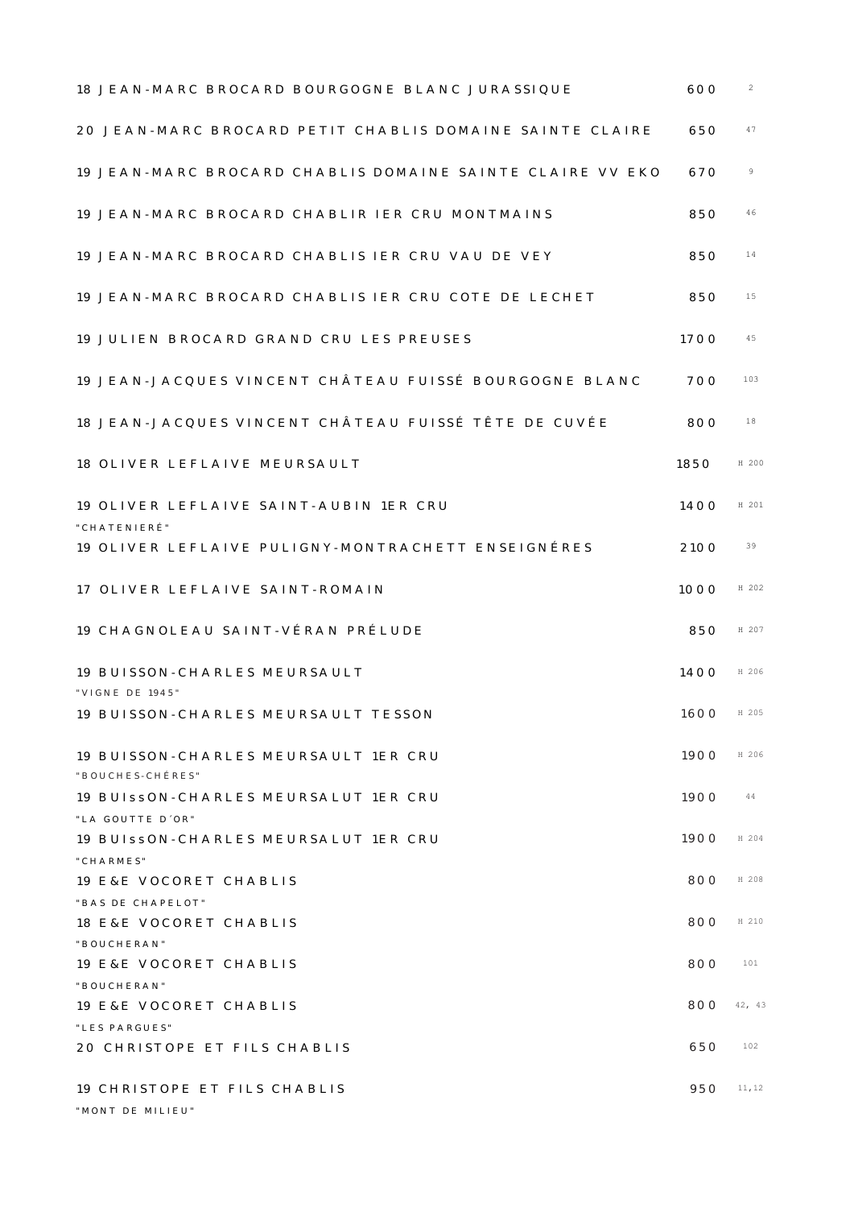| | | |
|---|---|---|
| 18 JEAN-MARC BROCARD BOURGOGNE BLANC JURASSIQUE | 600 | 2 |
| 20 JEAN-MARC BROCARD PETIT CHABLIS DOMAINE SAINTE CLAIRE | 650 | 47 |
| 19 JEAN-MARC BROCARD CHABLIS DOMAINE SAINTE CLAIRE VV EKO | 670 | 9 |
| 19 JEAN-MARC BROCARD CHABLIR IER CRU MONTMAINS | 850 | 46 |
| 19 JEAN-MARC BROCARD CHABLIS IER CRU VAU DE VEY | 850 | 14 |
| 19 JEAN-MARC BROCARD CHABLIS IER CRU COTE DE LECHET | 850 | 15 |
| 19 JULIEN BROCARD GRAND CRU LES PREUSES | 1700 | 45 |
| 19 JEAN-JACQUES VINCENT CHÂTEAU FUISSÉ BOURGOGNE BLANC | 700 | 103 |
| 18 JEAN-JACQUES VINCENT CHÂTEAU FUISSÉ TÊTE DE CUVÉE | 800 | 18 |
| 18 OLIVER LEFLAIVE MEURSAULT | 1850 | H 200 |
| 19 OLIVER LEFLAIVE SAINT-AUBIN 1ER CRU "CHATENIERÉ" | 1400 | H 201 |
| 19 OLIVER LEFLAIVE PULIGNY-MONTRACHETT ENSEIGNÉRES | 2100 | 39 |
| 17 OLIVER LEFLAIVE SAINT-ROMAIN | 1000 | H 202 |
| 19 CHAGNOLEAU SAINT-VÉRAN PRÉLUDE | 850 | H 207 |
| 19 BUISSON-CHARLES MEURSAULT "VIGNE DE 1945" | 1400 | H 206 |
| 19 BUISSON-CHARLES MEURSAULT TESSON | 1600 | H 205 |
| 19 BUISSON-CHARLES MEURSAULT 1ER CRU "BOUCHES-CHÉRES" | 1900 | H 206 |
| 19 BUIssON-CHARLES MEURSALUT 1ER CRU "LA GOUTTE D´OR" | 1900 | 44 |
| 19 BUIssON-CHARLES MEURSALUT 1ER CRU "CHARMES" | 1900 | H 204 |
| 19 E&E VOCORET CHABLIS "BAS DE CHAPELOT" | 800 | H 208 |
| 18 E&E VOCORET CHABLIS "BOUCHERAN" | 800 | H 210 |
| 19 E&E VOCORET CHABLIS "BOUCHERAN" | 800 | 101 |
| 19 E&E VOCORET CHABLIS "LES PARGUES" | 800 | 42, 43 |
| 20 CHRISTOPE ET FILS CHABLIS | 650 | 102 |
| 19 CHRISTOPE ET FILS CHABLIS "MONT DE MILIEU" | 950 | 11,12 |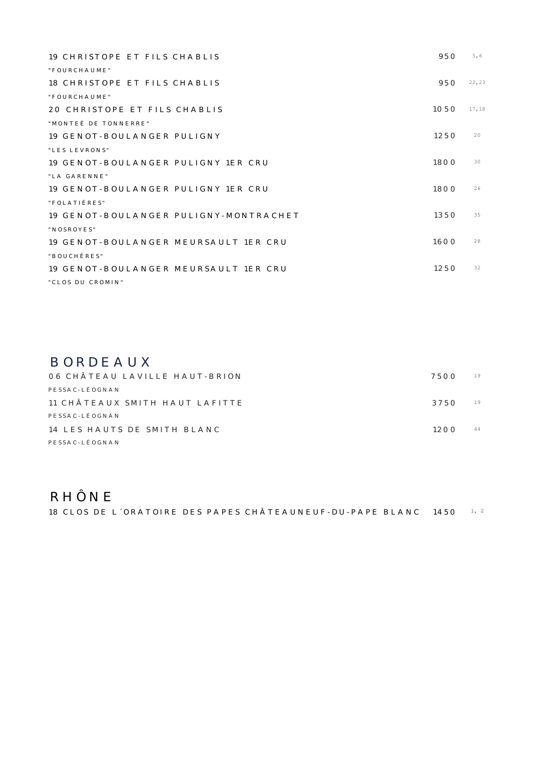| | | |
|---|---|---|
| 19 CHRISTOPE ET FILS CHABLIS<br>"FOURCHAUME" | 950 | 5,6 |
| 18 CHRISTOPE ET FILS CHABLIS<br>"FOURCHAUME" | 950 | 22,23 |
| 20 CHRISTOPE ET FILS CHABLIS<br>"MONTEÉ DE TONNERRE" | 1050 | 17,18 |
| 19 GENOT-BOULANGER PULIGNY<br>"LES LEVRONS" | 1250 | 20 |
| 19 GENOT-BOULANGER PULIGNY 1ER CRU<br>"LA GARENNE" | 1800 | 30 |
| 19 GENOT-BOULANGER PULIGNY 1ER CRU<br>"FOLATIÉRES" | 1800 | 26 |
| 19 GENOT-BOULANGER PULIGNY-MONTRACHET<br>"NOSROYES" | 1350 | 35 |
| 19 GENOT-BOULANGER MEURSAULT 1ER CRU<br>"BOUCHÉRES" | 1600 | 28 |
| 19 GENOT-BOULANGER MEURSAULT 1ER CRU<br>"CLOS DU CROMIN" | 1250 | 32 |

## BORDEAUX

| | | |
|---|---|---|
| 06 CHÂTEAU LAVILLE HAUT-BRION<br>PESSAC-LÉOGNAN | 7500 | 19 |
| 11 CHÂTEAUX SMITH HAUT LAFITTE<br>PESSAC-LÉOGNAN | 3750 | 19 |
| 14 LES HAUTS DE SMITH BLANC<br>PESSAC-LÉOGNAN | 1200 | 44 |

## RHÔNE

| | | |
|---|---|---|
| 18 CLOS DE L´ORATOIRE DES PAPES CHÂTEAUNEUF-DU-PAPE BLANC | 1450 | 1, 2 |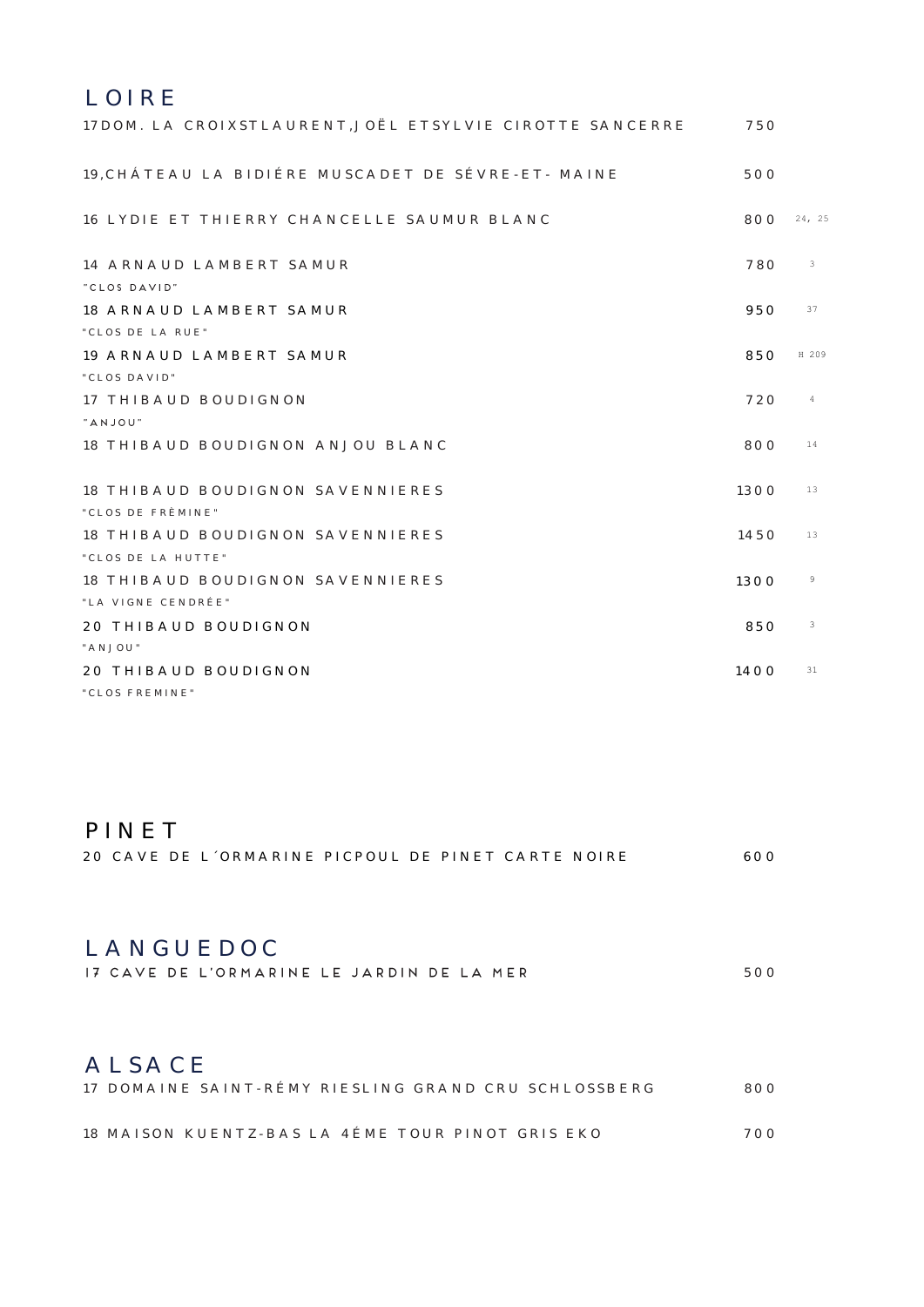# LOIRE

| | | |
|---|---|---|
| 17 DOM. LA CROIXSTLAURENT, JOËL ETSYLVIE CIROTTE SANCERRE | 750 | |
| 19, CHÁTEAU LA BIDIÉRE MUSCADET DE SÉVRE-ET- MAINE | 500 | |
| 16 LYDIE ET THIERRY CHANCELLE SAUMUR BLANC | 800 | 24, 25 |
| 14 ARNAUD LAMBERT SAMUR<br>"CLOS DAVID" | 780 | 3 |
| 18 ARNAUD LAMBERT SAMUR<br>"CLOS DE LA RUE" | 950 | 37 |
| 19 ARNAUD LAMBERT SAMUR<br>"CLOS DAVID" | 850 | H 209 |
| 17 THIBAUD BOUDIGNON<br>"ANJOU" | 720 | 4 |
| 18 THIBAUD BOUDIGNON ANJOU BLANC | 800 | 14 |
| 18 THIBAUD BOUDIGNON SAVENNIERES<br>"CLOS DE FRÈMINE" | 1300 | 13 |
| 18 THIBAUD BOUDIGNON SAVENNIERES<br>"CLOS DE LA HUTTE" | 1450 | 13 |
| 18 THIBAUD BOUDIGNON SAVENNIERES<br>"LA VIGNE CENDRÉE" | 1300 | 9 |
| 20 THIBAUD BOUDIGNON<br>"ANJOU" | 850 | 3 |
| 20 THIBAUD BOUDIGNON<br>"CLOS FREMINE" | 1400 | 31 |

# PINET

| | |
|---|---|
| 20 CAVE DE L´ORMARINE PICPOUL DE PINET CARTE NOIRE | 600 |

# LANGUEDOC

| | |
|---|---|
| 17 CAVE DE L'ORMARINE LE JARDIN DE LA MER | 500 |

# ALSACE

| | |
|---|---|
| 17 DOMAINE SAINT-RÉMY RIESLING GRAND CRU SCHLOSSBERG | 800 |
| 18 MAISON KUENTZ-BAS LA 4ÉME TOUR PINOT GRIS EKO | 700 |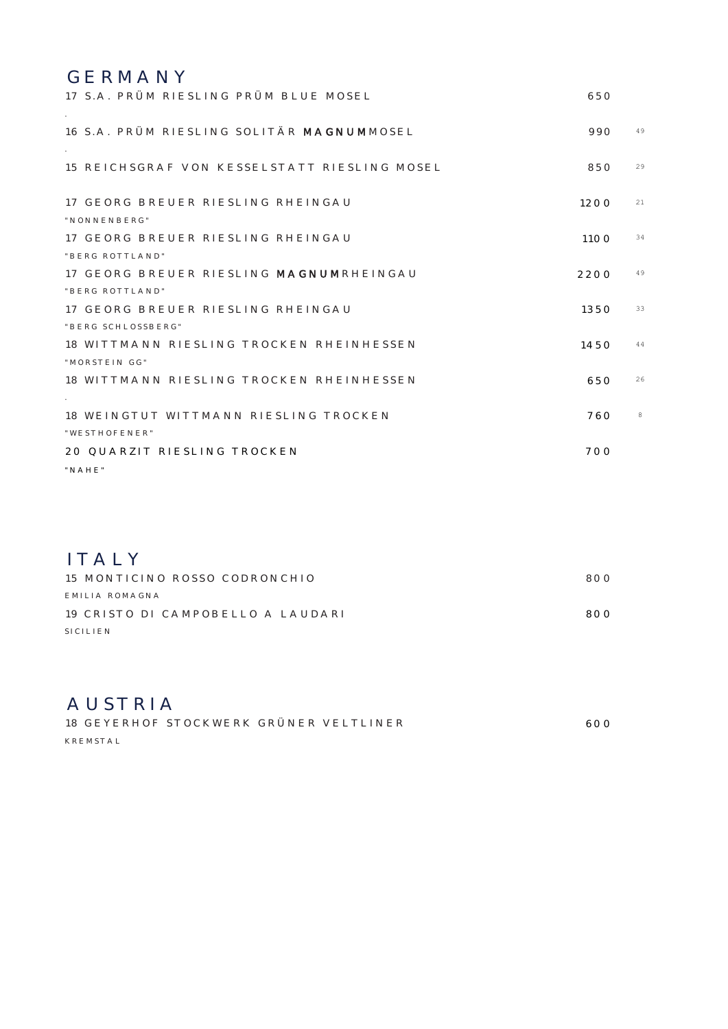# GERMANY

| | | |
|---|---|---|
| 17 S.A. PRÜM RIESLING PRÜM BLUE MOSEL | 650 | |
| 16 S.A. PRÜM RIESLING SOLITÄR **MAGNUM** MOSEL | 990 | 49 |
| 15 REICHSGRAF VON KESSELSTATT RIESLING MOSEL | 850 | 29 |
| 17 GEORG BREUER RIESLING RHEINGAU<br>"NONNENBERG" | 1200 | 21 |
| 17 GEORG BREUER RIESLING RHEINGAU<br>"BERG ROTTLAND" | 1100 | 34 |
| 17 GEORG BREUER RIESLING **MAGNUM** RHEINGAU<br>"BERG ROTTLAND" | 2200 | 49 |
| 17 GEORG BREUER RIESLING RHEINGAU<br>"BERG SCHLOSSBERG" | 1350 | 33 |
| 18 WITTMANN RIESLING TROCKEN RHEINHESSEN<br>"MORSTEIN GG" | 1450 | 44 |
| 18 WITTMANN RIESLING TROCKEN RHEINHESSEN | 650 | 26 |
| 18 WEINGTUT WITTMANN RIESLING TROCKEN<br>"WESTHOFENER" | 760 | 8 |
| 20 QUARZIT RIESLING TROCKEN<br>"NAHE" | 700 | |

# ITALY

| | |
|---|---|
| 15 MONTICINO ROSSO CODRONCHIO<br>EMILIA ROMAGNA | 800 |
| 19 CRISTO DI CAMPOBELLO A LAUDARI<br>SICILIEN | 800 |

# AUSTRIA

| | |
|---|---|
| 18 GEYERHOF STOCKWERK GRÜNER VELTLINER<br>KREMSTAL | 600 |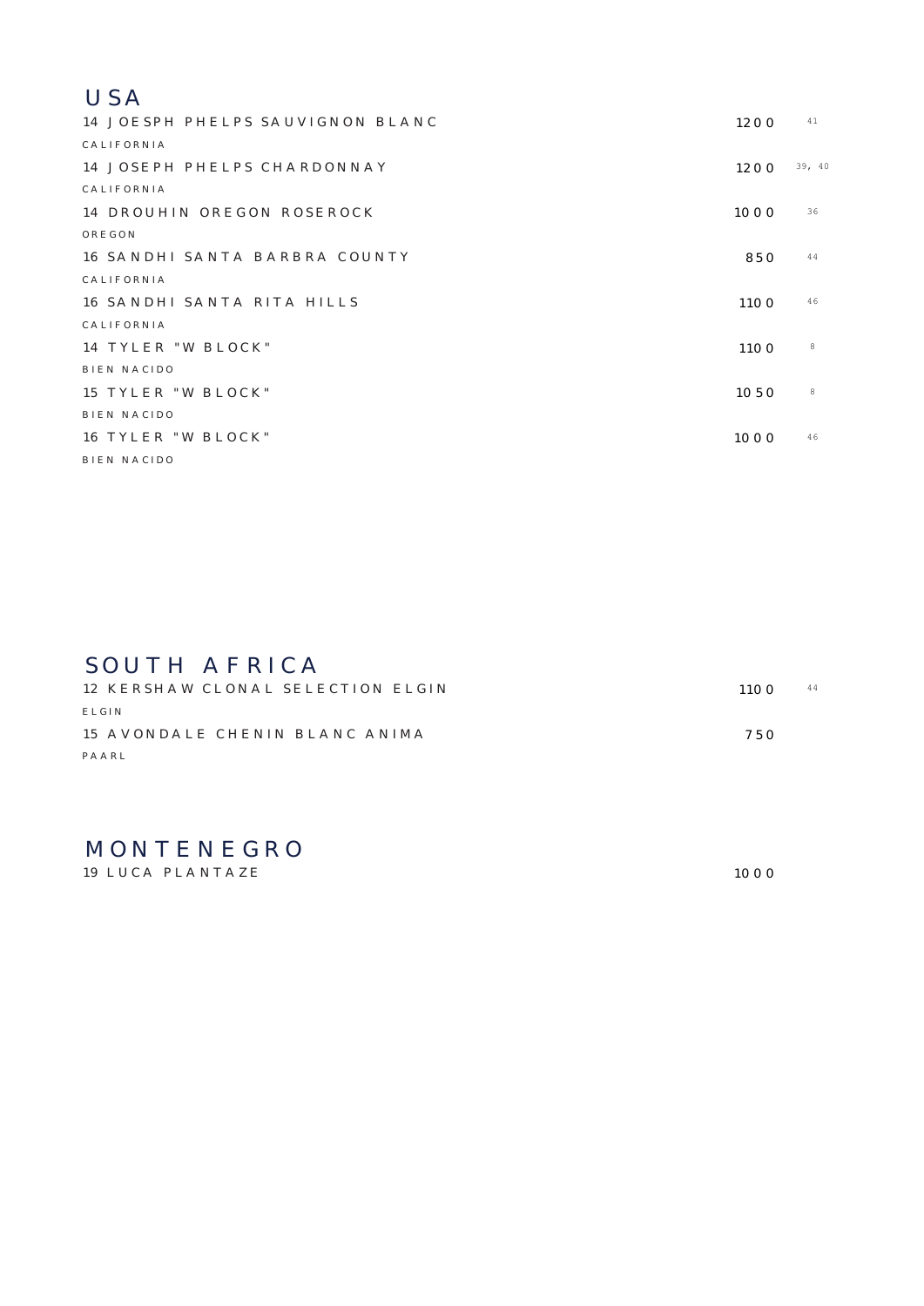## USA

| | | |
|---|---|---|
| 14 JOESPH PHELPS SAUVIGNON BLANC<br>CALIFORNIA | 1200 | 41 |
| 14 JOSEPH PHELPS CHARDONNAY<br>CALIFORNIA | 1200 | 39, 40 |
| 14 DROUHIN OREGON ROSEROCK<br>OREGON | 1000 | 36 |
| 16 SANDHI SANTA BARBRA COUNTY<br>CALIFORNIA | 850 | 44 |
| 16 SANDHI SANTA RITA HILLS<br>CALIFORNIA | 1100 | 46 |
| 14 TYLER "W BLOCK"<br>BIEN NACIDO | 1100 | 8 |
| 15 TYLER "W BLOCK"<br>BIEN NACIDO | 1050 | 8 |
| 16 TYLER "W BLOCK"<br>BIEN NACIDO | 1000 | 46 |

## SOUTH AFRICA

| | | |
|---|---|---|
| 12 KERSHAW CLONAL SELECTION ELGIN<br>ELGIN | 1100 | 44 |
| 15 AVONDALE CHENIN BLANC ANIMA<br>PAARL | 750 | |

## MONTENEGRO

| | | |
|---|---|---|
| 19 LUCA PLANTAZE | 1000 | |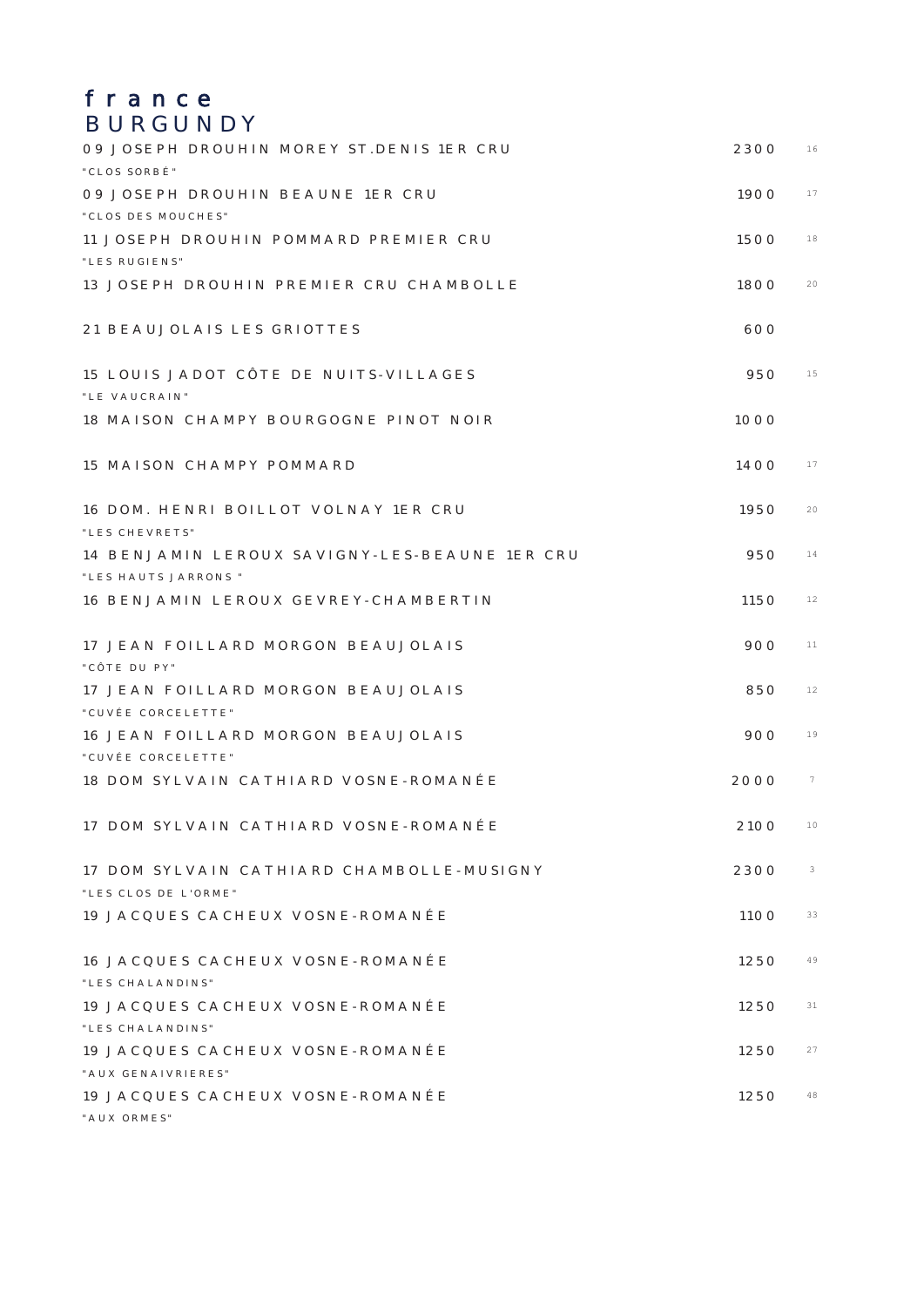# france

## BURGUNDY

| Wine | Price | |
|---|---|---|
| 09 JOSEPH DROUHIN MOREY ST.DENIS 1ER CRU<br>"CLOS SORBÉ" | 2300 | 16 |
| 09 JOSEPH DROUHIN BEAUNE 1ER CRU<br>"CLOS DES MOUCHES" | 1900 | 17 |
| 11 JOSEPH DROUHIN POMMARD PREMIER CRU<br>"LES RUGIENS" | 1500 | 18 |
| 13 JOSEPH DROUHIN PREMIER CRU CHAMBOLLE | 1800 | 20 |
| 21 BEAUJOLAIS LES GRIOTTES | 600 | |
| 15 LOUIS JADOT CÔTE DE NUITS-VILLAGES<br>"LE VAUCRAIN" | 950 | 15 |
| 18 MAISON CHAMPY BOURGOGNE PINOT NOIR | 1000 | |
| 15 MAISON CHAMPY POMMARD | 1400 | 17 |
| 16 DOM. HENRI BOILLOT VOLNAY 1ER CRU<br>"LES CHEVRETS" | 1950 | 20 |
| 14 BENJAMIN LEROUX SAVIGNY-LES-BEAUNE 1ER CRU<br>"LES HAUTS JARRONS" | 950 | 14 |
| 16 BENJAMIN LEROUX GEVREY-CHAMBERTIN | 1150 | 12 |
| 17 JEAN FOILLARD MORGON BEAUJOLAIS<br>"CÔTE DU PY" | 900 | 11 |
| 17 JEAN FOILLARD MORGON BEAUJOLAIS<br>"CUVÉE CORCELETTE" | 850 | 12 |
| 16 JEAN FOILLARD MORGON BEAUJOLAIS<br>"CUVÉE CORCELETTE" | 900 | 19 |
| 18 DOM SYLVAIN CATHIARD VOSNE-ROMANÉE | 2000 | 7 |
| 17 DOM SYLVAIN CATHIARD VOSNE-ROMANÉE | 2100 | 10 |
| 17 DOM SYLVAIN CATHIARD CHAMBOLLE-MUSIGNY<br>"LES CLOS DE L'ORME" | 2300 | 3 |
| 19 JACQUES CACHEUX VOSNE-ROMANÉE | 1100 | 33 |
| 16 JACQUES CACHEUX VOSNE-ROMANÉE<br>"LES CHALANDINS" | 1250 | 49 |
| 19 JACQUES CACHEUX VOSNE-ROMANÉE<br>"LES CHALANDINS" | 1250 | 31 |
| 19 JACQUES CACHEUX VOSNE-ROMANÉE<br>"AUX GENAIVRIERES" | 1250 | 27 |
| 19 JACQUES CACHEUX VOSNE-ROMANÉE<br>"AUX ORMES" | 1250 | 48 |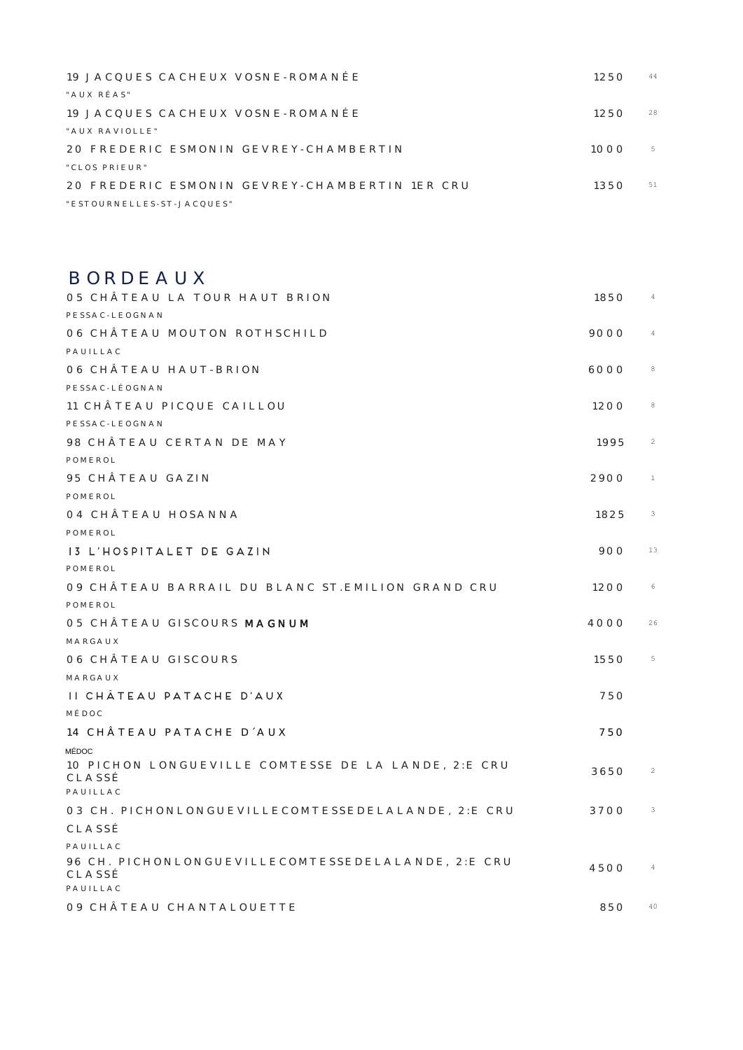| | | |
|---|---|---|
| 19 JACQUES CACHEUX VOSNE-ROMANÉE "AUX RÉAS" | 1250 | 44 |
| 19 JACQUES CACHEUX VOSNE-ROMANÉE "AUX RAVIOLLE" | 1250 | 28 |
| 20 FREDERIC ESMONIN GEVREY-CHAMBERTIN "CLOS PRIEUR" | 1000 | 5 |
| 20 FREDERIC ESMONIN GEVREY-CHAMBERTIN 1ER CRU "ESTOURNELLES-ST-JACQUES" | 1350 | 51 |

## BORDEAUX

| | | |
|---|---|---|
| 05 CHÂTEAU LA TOUR HAUT BRION PESSAC-LEOGNAN | 1850 | 4 |
| 06 CHÂTEAU MOUTON ROTHSCHILD PAUILLAC | 9000 | 4 |
| 06 CHÂTEAU HAUT-BRION PESSAC-LÉOGNAN | 6000 | 8 |
| 11 CHÂTEAU PICQUE CAILLOU PESSAC-LEOGNAN | 1200 | 8 |
| 98 CHÂTEAU CERTAN DE MAY POMEROL | 1995 | 2 |
| 95 CHÂTEAU GAZIN POMEROL | 2900 | 1 |
| 04 CHÂTEAU HOSANNA POMEROL | 1825 | 3 |
| 13 L'HOSPITALET DE GAZIN POMEROL | 900 | 13 |
| 09 CHÂTEAU BARRAIL DU BLANC ST.EMILION GRAND CRU POMEROL | 1200 | 6 |
| 05 CHÂTEAU GISCOURS **MAGNUM** MARGAUX | 4000 | 26 |
| 06 CHÂTEAU GISCOURS MARGAUX | 1550 | 5 |
| 11 CHÂTEAU PATACHE D'AUX MÉDOC | 750 | |
| 14 CHÂTEAU PATACHE D´AUX MÉDOC | 750 | |
| 10 PICHON LONGUEVILLE COMTESSE DE LA LANDE, 2:E CRU CLASSÉ PAUILLAC | 3650 | 2 |
| 03 CH. PICHONLONGUEVILLECOMTESSEDELALANDE, 2:E CRU CLASSÉ PAUILLAC | 3700 | 3 |
| 96 CH. PICHONLONGUEVILLECOMTESSEDELALANDE, 2:E CRU CLASSÉ PAUILLAC | 4500 | 4 |
| 09 CHÂTEAU CHANTALOUETTE | 850 | 40 |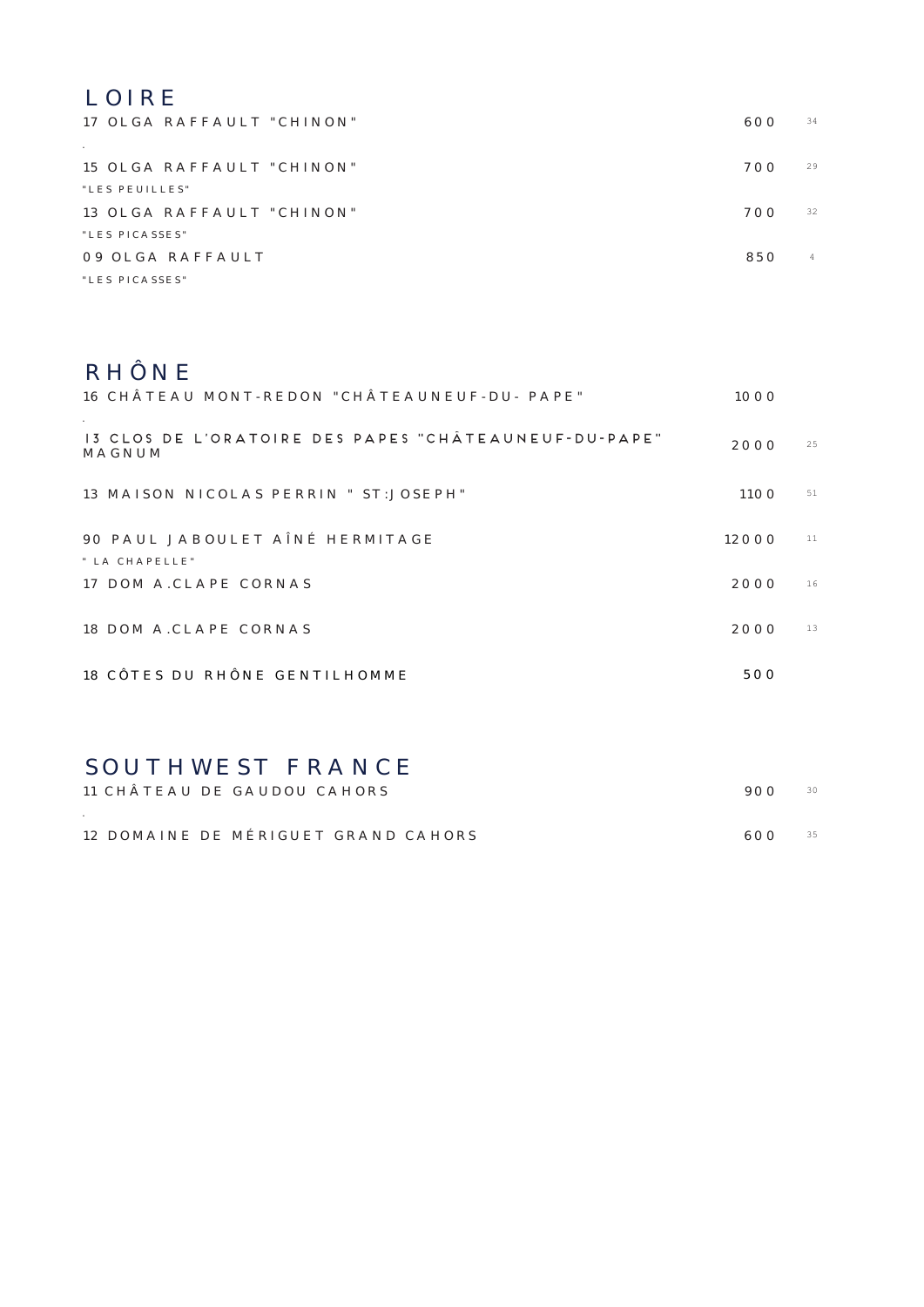## LOIRE

| | | |
|---|---|---|
| 17 OLGA RAFFAULT "CHINON" | 600 | 34 |
| . | | |
| 15 OLGA RAFFAULT "CHINON" "LES PEUILLES" | 700 | 29 |
| 13 OLGA RAFFAULT "CHINON" "LES PICASSES" | 700 | 32 |
| 09 OLGA RAFFAULT "LES PICASSES" | 850 | 4 |

## RHÔNE

| | | |
|---|---|---|
| 16 CHÂTEAU MONT-REDON "CHÂTEAUNEUF-DU- PAPE" | 1000 | |
| . | | |
| 13 CLOS DE L'ORATOIRE DES PAPES "CHÂTEAUNEUF-DU-PAPE" MAGNUM | 2000 | 25 |
| 13 MAISON NICOLAS PERRIN " ST:JOSEPH" | 1100 | 51 |
| 90 PAUL JABOULET AÎNÉ HERMITAGE " LA CHAPELLE" | 12000 | 11 |
| 17 DOM A.CLAPE CORNAS | 2000 | 16 |
| 18 DOM A.CLAPE CORNAS | 2000 | 13 |
| 18 CÔTES DU RHÔNE GENTILHOMME | 500 | |

## SOUTHWEST FRANCE

| | | |
|---|---|---|
| 11 CHÂTEAU DE GAUDOU CAHORS | 900 | 30 |
| . | | |
| 12 DOMAINE DE MÉRIGUET GRAND CAHORS | 600 | 35 |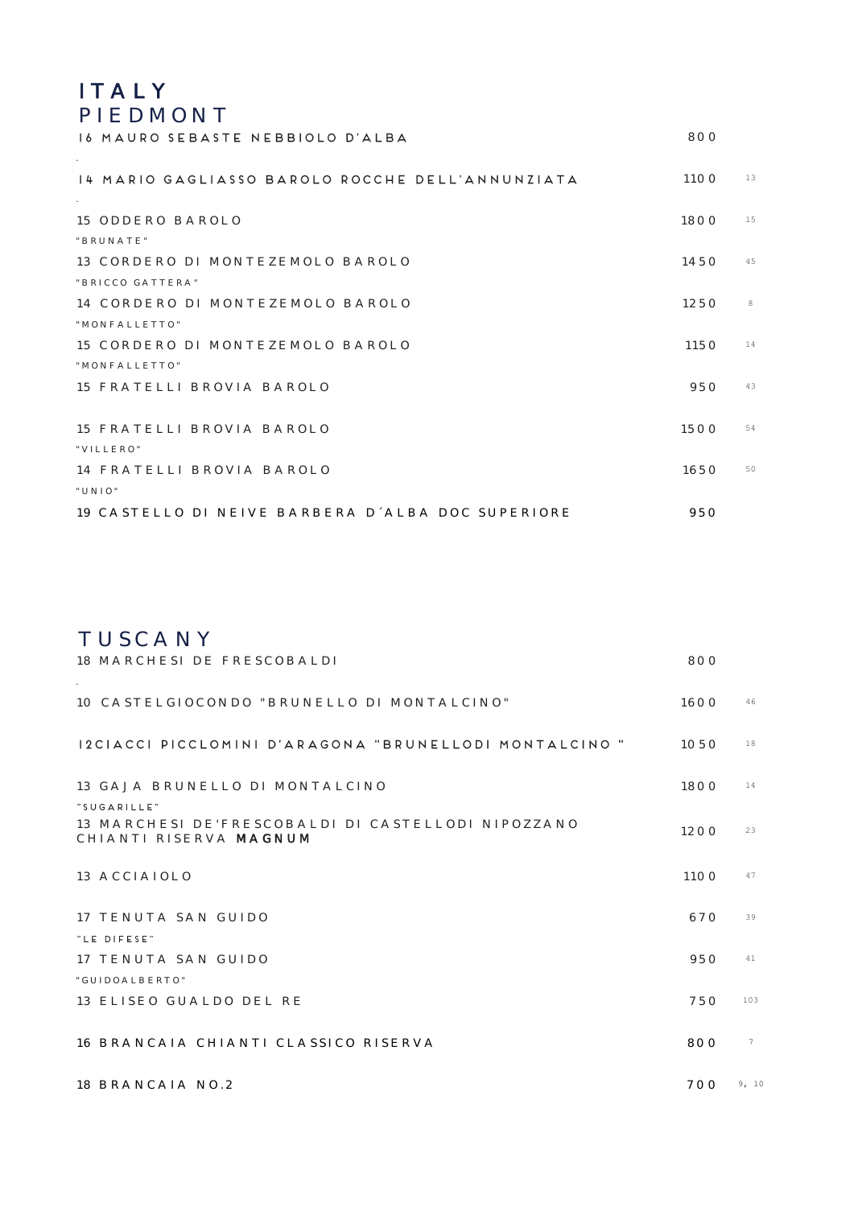# ITALY

## PIEDMONT

| | | |
|---|---|---|
| 16 MAURO SEBASTE NEBBIOLO D'ALBA<br>. | 800 | |
| 14 MARIO GAGLIASSO BAROLO ROCCHE DELL'ANNUNZIATA<br>. | 1100 | 13 |
| 15 ODDERO BAROLO<br>"BRUNATE" | 1800 | 15 |
| 13 CORDERO DI MONTEZEMOLO BAROLO<br>"BRICCO GATTERA" | 1450 | 45 |
| 14 CORDERO DI MONTEZEMOLO BAROLO<br>"MONFALLETTO" | 1250 | 8 |
| 15 CORDERO DI MONTEZEMOLO BAROLO<br>"MONFALLETTO" | 1150 | 14 |
| 15 FRATELLI BROVIA BAROLO | 950 | 43 |
| 15 FRATELLI BROVIA BAROLO<br>"VILLERO" | 1500 | 54 |
| 14 FRATELLI BROVIA BAROLO<br>"UNIO" | 1650 | 50 |
| 19 CASTELLO DI NEIVE BARBERA D´ALBA DOC SUPERIORE | 950 | |

## TUSCANY

| | | |
|---|---|---|
| 18 MARCHESI DE FRESCOBALDI<br>. | 800 | |
| 10 CASTELGIOCONDO "BRUNELLO DI MONTALCINO" | 1600 | 46 |
| 12CIACCI PICCLOMINI D'ARAGONA "BRUNELLODI MONTALCINO " | 1050 | 18 |
| 13 GAJA BRUNELLO DI MONTALCINO<br>"SUGARILLE" | 1800 | 14 |
| 13 MARCHESI DE'FRESCOBALDI DI CASTELLODI NIPOZZANO CHIANTI RISERVA **MAGNUM** | 1200 | 23 |
| 13 ACCIAIOLO | 1100 | 47 |
| 17 TENUTA SAN GUIDO<br>"LE DIFESE" | 670 | 39 |
| 17 TENUTA SAN GUIDO<br>"GUIDOALBERTO" | 950 | 41 |
| 13 ELISEO GUALDO DEL RE | 750 | 103 |
| 16 BRANCAIA CHIANTI CLASSICO RISERVA | 800 | 7 |
| 18 BRANCAIA NO.2 | 700 | 9, 10 |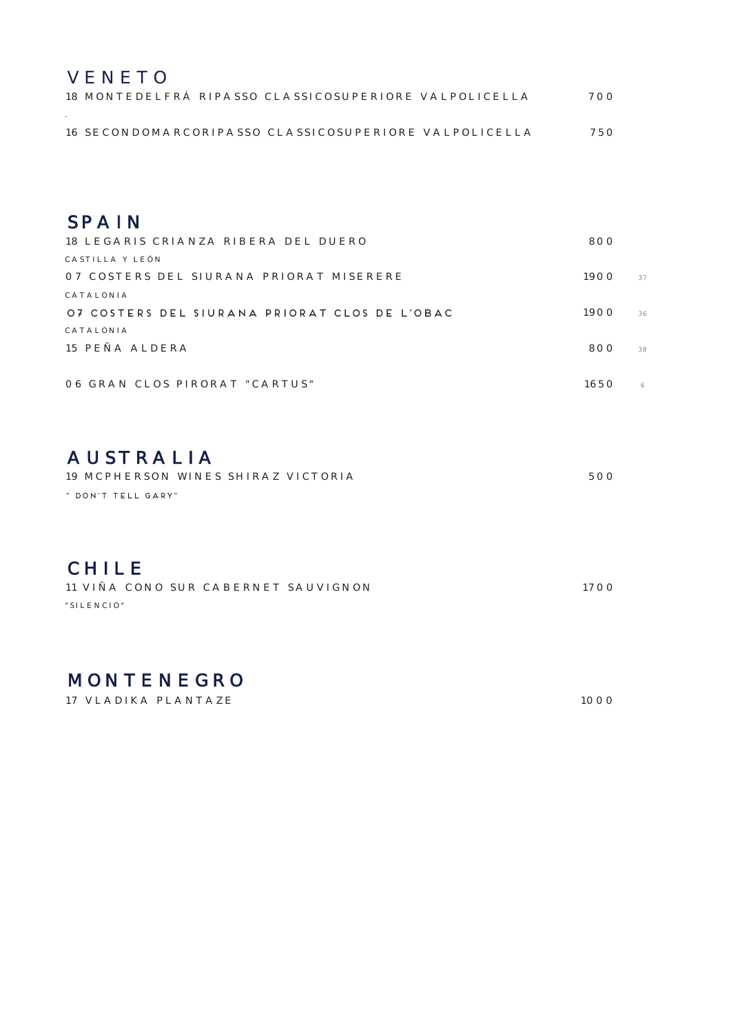## VENETO

18 MONTEDELFRÁ RIPASSO CLASSICOSUPERIORE VALPOLICELLA 700

.

16 SECONDOMARCORIPASSO CLASSICOSUPERIORE VALPOLICELLA 750

## SPAIN

18 LEGARIS CRIANZA RIBERA DEL DUERO 800
CASTILLA Y LEÓN

07 COSTERS DEL SIURANA PRIORAT MISERERE 1900 37
CATALONIA

07 COSTERS DEL SIURANA PRIORAT CLOS DE L'OBAC 1900 36
CATALONIA

15 PEÑA ALDERA 800 38

06 GRAN CLOS PIRORAT "CARTUS" 1650 6

## AUSTRALIA

19 MCPHERSON WINES SHIRAZ VICTORIA 500
" DON'T TELL GARY"

## CHILE

11 VIÑA CONO SUR CABERNET SAUVIGNON 1700
"SILENCIO"

## MONTENEGRO

17 VLADIKA PLANTAZE 1000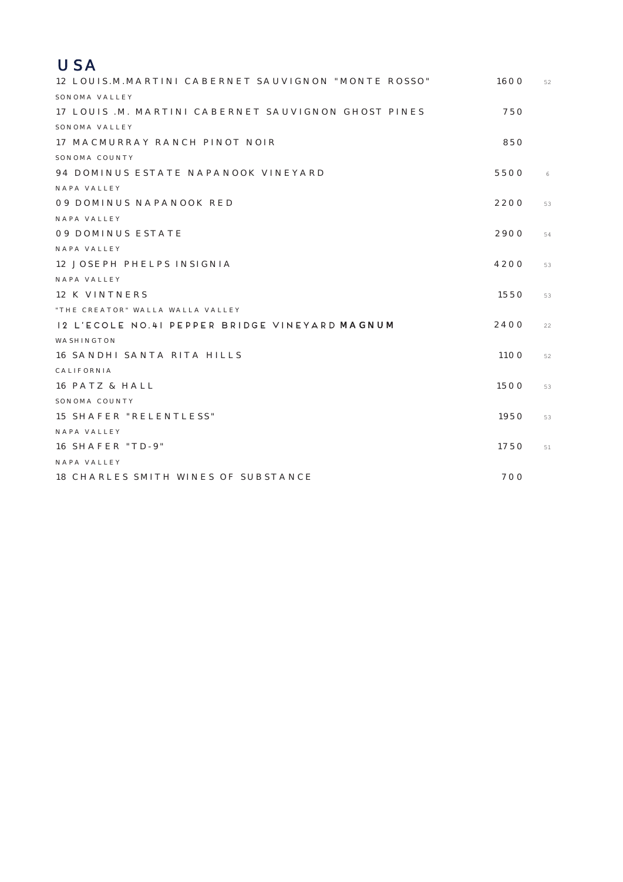# USA

| | | |
|---|---|---|
| 12 LOUIS.M.MARTINI CABERNET SAUVIGNON "MONTE ROSSO"<br>SONOMA VALLEY | 1600 | 52 |
| 17 LOUIS .M. MARTINI CABERNET SAUVIGNON GHOST PINES<br>SONOMA VALLEY | 750 | |
| 17 MACMURRAY RANCH PINOT NOIR<br>SONOMA COUNTY | 850 | |
| 94 DOMINUS ESTATE NAPANOOK VINEYARD<br>NAPA VALLEY | 5500 | 6 |
| 09 DOMINUS NAPANOOK RED<br>NAPA VALLEY | 2200 | 53 |
| 09 DOMINUS ESTATE<br>NAPA VALLEY | 2900 | 54 |
| 12 JOSEPH PHELPS INSIGNIA<br>NAPA VALLEY | 4200 | 53 |
| 12 K VINTNERS<br>"THE CREATOR" WALLA WALLA VALLEY | 1550 | 53 |
| 12 L'ECOLE NO.41 PEPPER BRIDGE VINEYARD **MAGNUM**<br>WASHINGTON | 2400 | 22 |
| 16 SANDHI SANTA RITA HILLS<br>CALIFORNIA | 1100 | 52 |
| 16 PATZ & HALL<br>SONOMA COUNTY | 1500 | 53 |
| 15 SHAFER "RELENTLESS"<br>NAPA VALLEY | 1950 | 53 |
| 16 SHAFER "TD-9"<br>NAPA VALLEY | 1750 | 51 |
| 18 CHARLES SMITH WINES OF SUBSTANCE | 700 | |